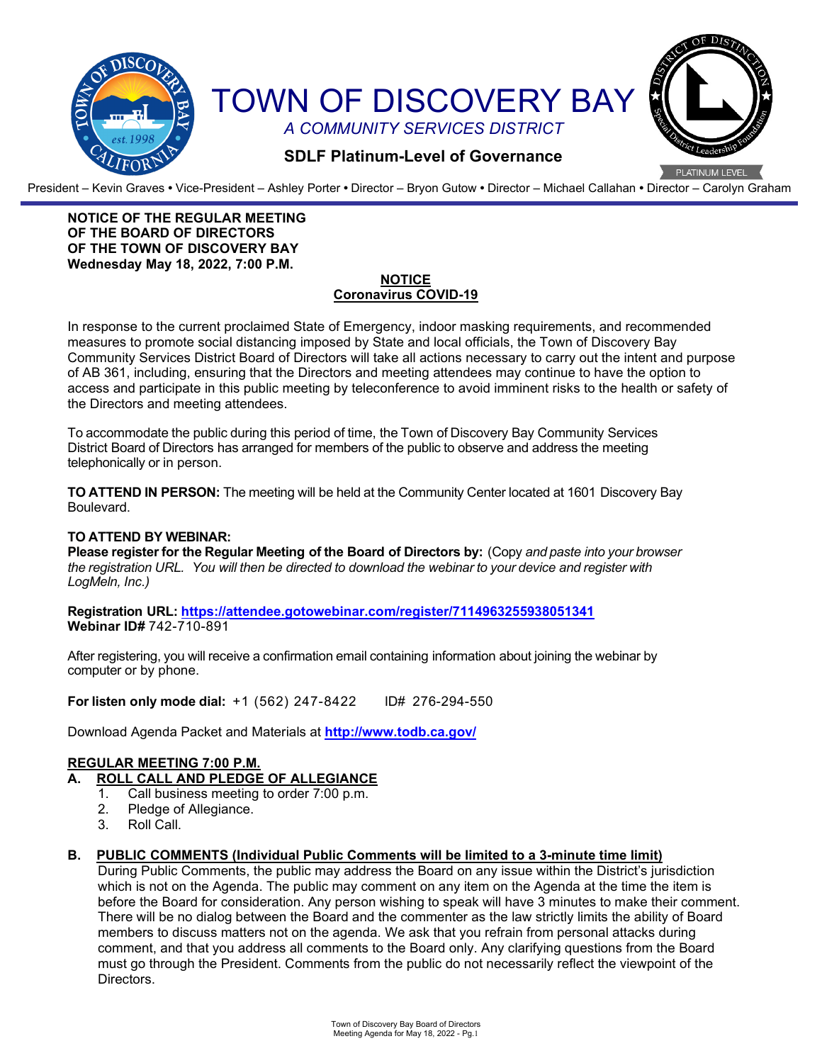# TOWN OF DISCOVERY BAY

*A COMMUNITY SERVICES DISTRICT*

**SDLF Platinum-Level of Governance**

President – Kevin Graves • Vice-President – Ashley Porter • Director – Bryon Gutow • Director – Michael Callahan • Director – Carolyn Graham

**NOTICE OF THE REGULAR MEETING**
**OF THE BOARD OF DIRECTORS**
**OF THE TOWN OF DISCOVERY BAY**
**Wednesday May 18, 2022, 7:00 P.M.**

**NOTICE**
**Coronavirus COVID-19**

In response to the current proclaimed State of Emergency, indoor masking requirements, and recommended measures to promote social distancing imposed by State and local officials, the Town of Discovery Bay Community Services District Board of Directors will take all actions necessary to carry out the intent and purpose of AB 361, including, ensuring that the Directors and meeting attendees may continue to have the option to access and participate in this public meeting by teleconference to avoid imminent risks to the health or safety of the Directors and meeting attendees.

To accommodate the public during this period of time, the Town of Discovery Bay Community Services District Board of Directors has arranged for members of the public to observe and address the meeting telephonically or in person.

**TO ATTEND IN PERSON:** The meeting will be held at the Community Center located at 1601 Discovery Bay Boulevard.

**TO ATTEND BY WEBINAR:**
**Please register for the Regular Meeting of the Board of Directors by:** (Copy *and paste into your browser the registration URL. You will then be directed to download the webinar to your device and register with LogMeIn, Inc.)*

**Registration URL: https://attendee.gotowebinar.com/register/7114963255938051341**
**Webinar ID#** 742-710-891

After registering, you will receive a confirmation email containing information about joining the webinar by computer or by phone.

**For listen only mode dial:** +1 (562) 247-8422 ID# 276-294-550

Download Agenda Packet and Materials at **http://www.todb.ca.gov/**

**REGULAR MEETING 7:00 P.M.**

**A. ROLL CALL AND PLEDGE OF ALLEGIANCE**

1. Call business meeting to order 7:00 p.m.
2. Pledge of Allegiance.
3. Roll Call.

**B. PUBLIC COMMENTS (Individual Public Comments will be limited to a 3-minute time limit)**

During Public Comments, the public may address the Board on any issue within the District's jurisdiction which is not on the Agenda. The public may comment on any item on the Agenda at the time the item is before the Board for consideration. Any person wishing to speak will have 3 minutes to make their comment. There will be no dialog between the Board and the commenter as the law strictly limits the ability of Board members to discuss matters not on the agenda. We ask that you refrain from personal attacks during comment, and that you address all comments to the Board only. Any clarifying questions from the Board must go through the President. Comments from the public do not necessarily reflect the viewpoint of the Directors.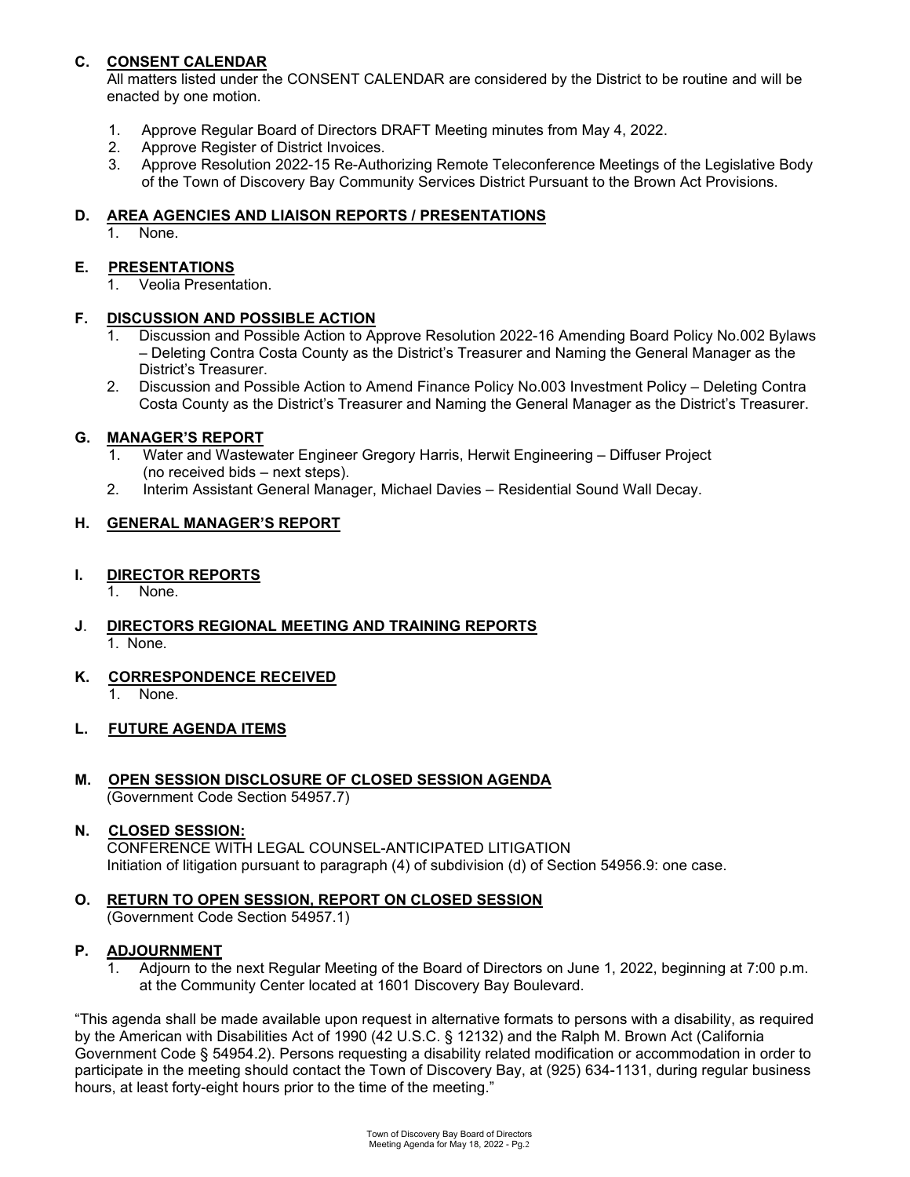## C. CONSENT CALENDAR

All matters listed under the CONSENT CALENDAR are considered by the District to be routine and will be enacted by one motion.

1. Approve Regular Board of Directors DRAFT Meeting minutes from May 4, 2022.
2. Approve Register of District Invoices.
3. Approve Resolution 2022-15 Re-Authorizing Remote Teleconference Meetings of the Legislative Body of the Town of Discovery Bay Community Services District Pursuant to the Brown Act Provisions.

## D. AREA AGENCIES AND LIAISON REPORTS / PRESENTATIONS

1. None.

## E. PRESENTATIONS

1. Veolia Presentation.

## F. DISCUSSION AND POSSIBLE ACTION

1. Discussion and Possible Action to Approve Resolution 2022-16 Amending Board Policy No.002 Bylaws – Deleting Contra Costa County as the District's Treasurer and Naming the General Manager as the District's Treasurer.
2. Discussion and Possible Action to Amend Finance Policy No.003 Investment Policy – Deleting Contra Costa County as the District's Treasurer and Naming the General Manager as the District's Treasurer.

## G. MANAGER'S REPORT

1. Water and Wastewater Engineer Gregory Harris, Herwit Engineering – Diffuser Project (no received bids – next steps).
2. Interim Assistant General Manager, Michael Davies – Residential Sound Wall Decay.

## H. GENERAL MANAGER'S REPORT

## I. DIRECTOR REPORTS

1. None.

## J. DIRECTORS REGIONAL MEETING AND TRAINING REPORTS

1. None.

## K. CORRESPONDENCE RECEIVED

1. None.

## L. FUTURE AGENDA ITEMS

## M. OPEN SESSION DISCLOSURE OF CLOSED SESSION AGENDA

(Government Code Section 54957.7)

## N. CLOSED SESSION:

CONFERENCE WITH LEGAL COUNSEL-ANTICIPATED LITIGATION

Initiation of litigation pursuant to paragraph (4) of subdivision (d) of Section 54956.9: one case.

## O. RETURN TO OPEN SESSION, REPORT ON CLOSED SESSION

(Government Code Section 54957.1)

## P. ADJOURNMENT

1. Adjourn to the next Regular Meeting of the Board of Directors on June 1, 2022, beginning at 7:00 p.m. at the Community Center located at 1601 Discovery Bay Boulevard.

"This agenda shall be made available upon request in alternative formats to persons with a disability, as required by the American with Disabilities Act of 1990 (42 U.S.C. § 12132) and the Ralph M. Brown Act (California Government Code § 54954.2). Persons requesting a disability related modification or accommodation in order to participate in the meeting should contact the Town of Discovery Bay, at (925) 634-1131, during regular business hours, at least forty-eight hours prior to the time of the meeting."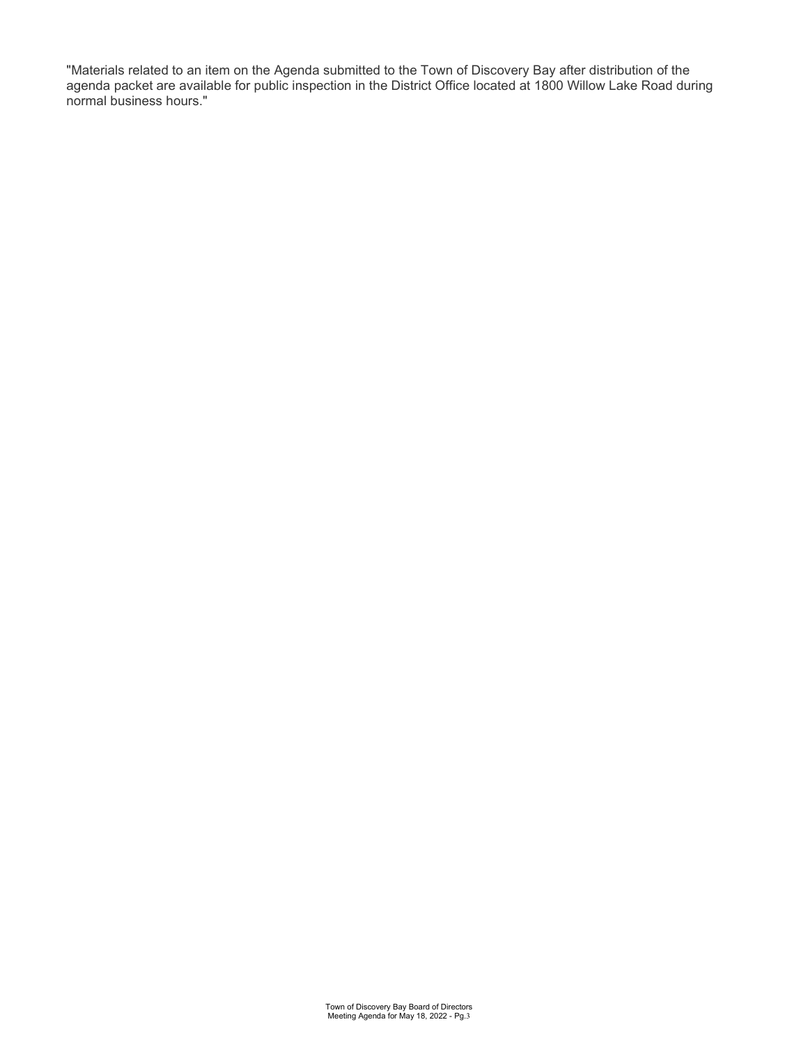"Materials related to an item on the Agenda submitted to the Town of Discovery Bay after distribution of the agenda packet are available for public inspection in the District Office located at 1800 Willow Lake Road during normal business hours."